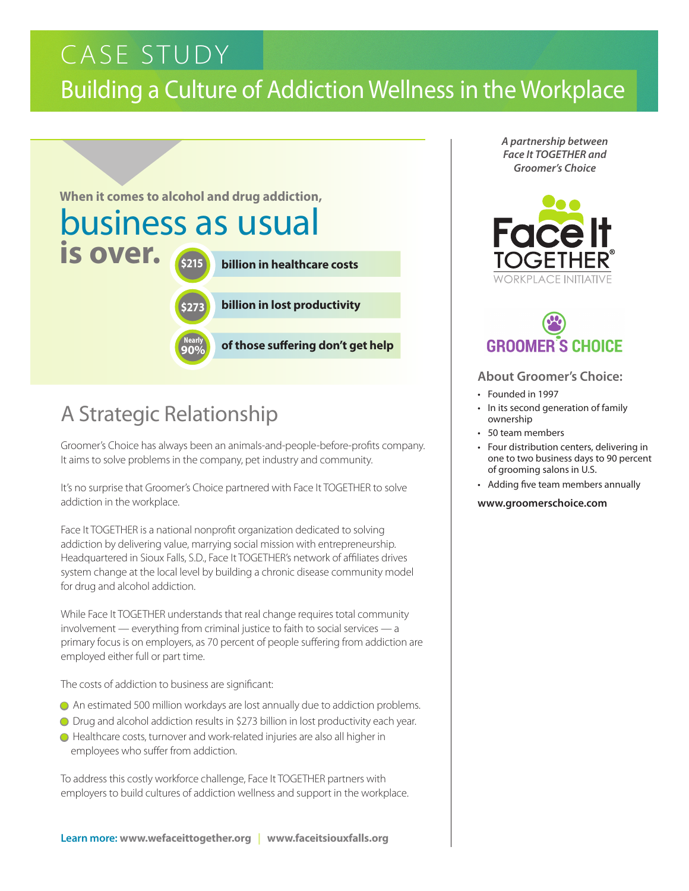# CASE STUDY

# Building a Culture of Addiction Wellness in the Workplace

**When it comes to alcohol and drug addiction,**

## business as usual is over.

- **$215 billion in healthcare costs**
- **$273 billion in lost productivity**
- **Nearly 90% of those suffering don't get help**

## A Strategic Relationship

Groomer's Choice has always been an animals-and-people-before-profits company. It aims to solve problems in the company, pet industry and community.

It's no surprise that Groomer's Choice partnered with Face It TOGETHER to solve addiction in the workplace.

Face It TOGETHER is a national nonprofit organization dedicated to solving addiction by delivering value, marrying social mission with entrepreneurship. Headquartered in Sioux Falls, S.D., Face It TOGETHER's network of affiliates drives system change at the local level by building a chronic disease community model for drug and alcohol addiction.

While Face It TOGETHER understands that real change requires total community involvement — everything from criminal justice to faith to social services — a primary focus is on employers, as 70 percent of people suffering from addiction are employed either full or part time.

The costs of addiction to business are significant:

- An estimated 500 million workdays are lost annually due to addiction problems.
- Drug and alcohol addiction results in $273 billion in lost productivity each year.
- Healthcare costs, turnover and work-related injuries are also all higher in employees who suffer from addiction.

To address this costly workforce challenge, Face It TOGETHER partners with employers to build cultures of addiction wellness and support in the workplace.

**Learn more: www.wefaceittogether.org | www.faceitsiouxfalls.org**

*A partnership between Face It TOGETHER and Groomer's Choice*

Face It TOGETHER® WORKPLACE INITIATIVE

GROOMER'S CHOICE

### About Groomer's Choice:

- Founded in 1997
- In its second generation of family ownership
- 50 team members
- Four distribution centers, delivering in one to two business days to 90 percent of grooming salons in U.S.
- Adding five team members annually

**www.groomerschoice.com**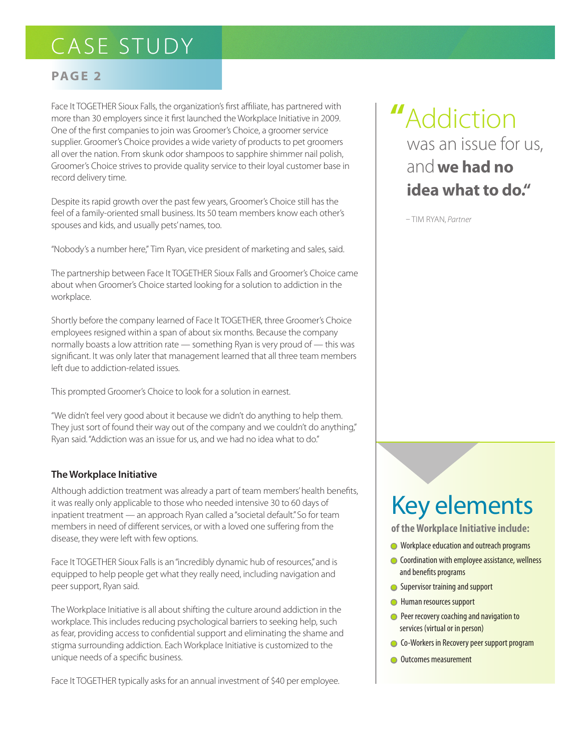# CASE STUDY

Face It TOGETHER Sioux Falls, the organization's first affiliate, has partnered with more than 30 employers since it first launched the Workplace Initiative in 2009. One of the first companies to join was Groomer's Choice, a groomer service supplier. Groomer's Choice provides a wide variety of products to pet groomers all over the nation. From skunk odor shampoos to sapphire shimmer nail polish, Groomer's Choice strives to provide quality service to their loyal customer base in record delivery time.

Despite its rapid growth over the past few years, Groomer's Choice still has the feel of a family-oriented small business. Its 50 team members know each other's spouses and kids, and usually pets' names, too.

"Nobody's a number here," Tim Ryan, vice president of marketing and sales, said.

The partnership between Face It TOGETHER Sioux Falls and Groomer's Choice came about when Groomer's Choice started looking for a solution to addiction in the workplace.

Shortly before the company learned of Face It TOGETHER, three Groomer's Choice employees resigned within a span of about six months. Because the company normally boasts a low attrition rate — something Ryan is very proud of — this was significant. It was only later that management learned that all three team members left due to addiction-related issues.

This prompted Groomer's Choice to look for a solution in earnest.

"We didn't feel very good about it because we didn't do anything to help them. They just sort of found their way out of the company and we couldn't do anything," Ryan said. "Addiction was an issue for us, and we had no idea what to do."

> "Addiction was an issue for us, and **we had no idea what to do.**"
>
> – TIM RYAN, *Partner*

### The Workplace Initiative

Although addiction treatment was already a part of team members' health benefits, it was really only applicable to those who needed intensive 30 to 60 days of inpatient treatment — an approach Ryan called a "societal default." So for team members in need of different services, or with a loved one suffering from the disease, they were left with few options.

Face It TOGETHER Sioux Falls is an "incredibly dynamic hub of resources," and is equipped to help people get what they really need, including navigation and peer support, Ryan said.

The Workplace Initiative is all about shifting the culture around addiction in the workplace. This includes reducing psychological barriers to seeking help, such as fear, providing access to confidential support and eliminating the shame and stigma surrounding addiction. Each Workplace Initiative is customized to the unique needs of a specific business.

Face It TOGETHER typically asks for an annual investment of $40 per employee.

## Key elements

**of the Workplace Initiative include:**

- Workplace education and outreach programs
- Coordination with employee assistance, wellness and benefits programs
- Supervisor training and support
- Human resources support
- Peer recovery coaching and navigation to services (virtual or in person)
- Co-Workers in Recovery peer support program
- Outcomes measurement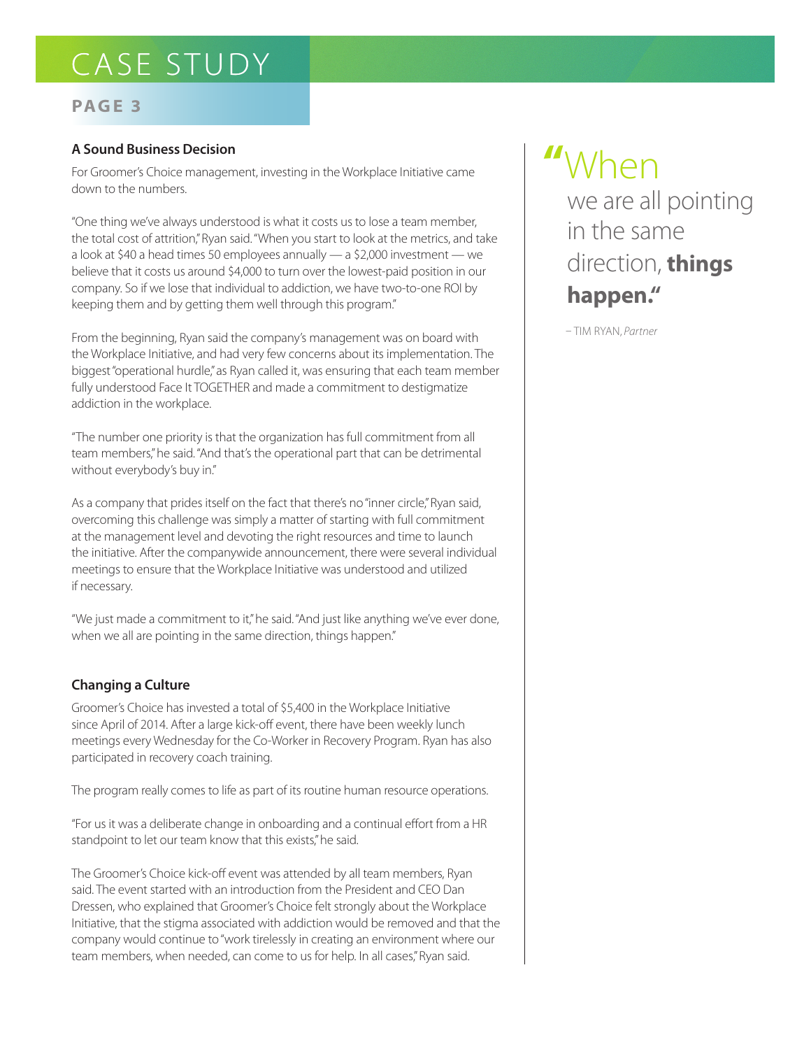## A Sound Business Decision

For Groomer's Choice management, investing in the Workplace Initiative came down to the numbers.

"One thing we've always understood is what it costs us to lose a team member, the total cost of attrition," Ryan said. "When you start to look at the metrics, and take a look at $40 a head times 50 employees annually — a $2,000 investment — we believe that it costs us around $4,000 to turn over the lowest-paid position in our company. So if we lose that individual to addiction, we have two-to-one ROI by keeping them and by getting them well through this program."

From the beginning, Ryan said the company's management was on board with the Workplace Initiative, and had very few concerns about its implementation. The biggest "operational hurdle," as Ryan called it, was ensuring that each team member fully understood Face It TOGETHER and made a commitment to destigmatize addiction in the workplace.

"The number one priority is that the organization has full commitment from all team members," he said. "And that's the operational part that can be detrimental without everybody's buy in."

As a company that prides itself on the fact that there's no "inner circle," Ryan said, overcoming this challenge was simply a matter of starting with full commitment at the management level and devoting the right resources and time to launch the initiative. After the companywide announcement, there were several individual meetings to ensure that the Workplace Initiative was understood and utilized if necessary.

"We just made a commitment to it," he said. "And just like anything we've ever done, when we all are pointing in the same direction, things happen."

## Changing a Culture

Groomer's Choice has invested a total of $5,400 in the Workplace Initiative since April of 2014. After a large kick-off event, there have been weekly lunch meetings every Wednesday for the Co-Worker in Recovery Program. Ryan has also participated in recovery coach training.

The program really comes to life as part of its routine human resource operations.

"For us it was a deliberate change in onboarding and a continual effort from a HR standpoint to let our team know that this exists," he said.

The Groomer's Choice kick-off event was attended by all team members, Ryan said. The event started with an introduction from the President and CEO Dan Dressen, who explained that Groomer's Choice felt strongly about the Workplace Initiative, that the stigma associated with addiction would be removed and that the company would continue to "work tirelessly in creating an environment where our team members, when needed, can come to us for help. In all cases," Ryan said.

> "When we are all pointing in the same direction, **things happen.**"
>
> – TIM RYAN, *Partner*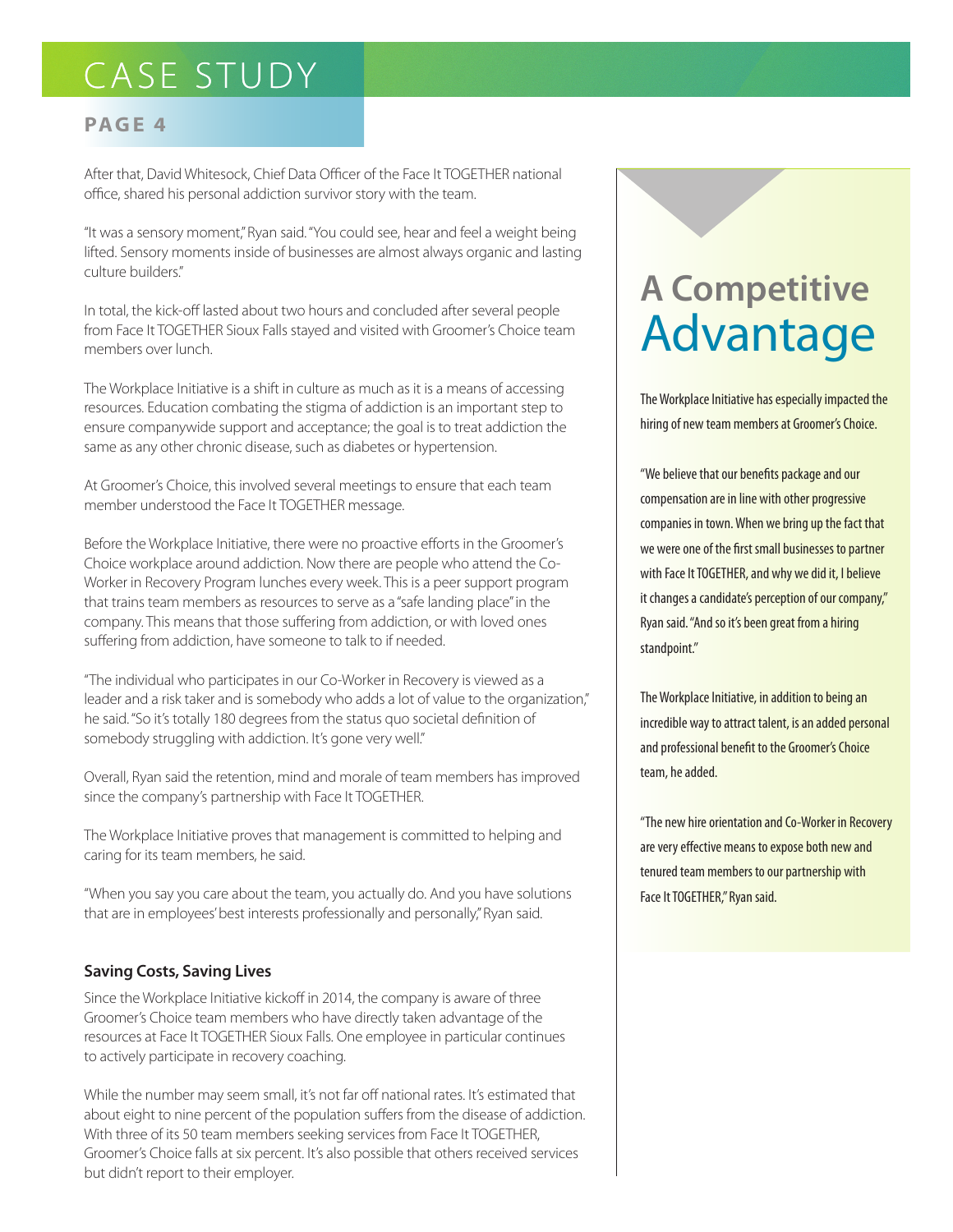After that, David Whitesock, Chief Data Officer of the Face It TOGETHER national office, shared his personal addiction survivor story with the team.

"It was a sensory moment," Ryan said. "You could see, hear and feel a weight being lifted. Sensory moments inside of businesses are almost always organic and lasting culture builders."

In total, the kick-off lasted about two hours and concluded after several people from Face It TOGETHER Sioux Falls stayed and visited with Groomer's Choice team members over lunch.

The Workplace Initiative is a shift in culture as much as it is a means of accessing resources. Education combating the stigma of addiction is an important step to ensure companywide support and acceptance; the goal is to treat addiction the same as any other chronic disease, such as diabetes or hypertension.

At Groomer's Choice, this involved several meetings to ensure that each team member understood the Face It TOGETHER message.

Before the Workplace Initiative, there were no proactive efforts in the Groomer's Choice workplace around addiction. Now there are people who attend the Co-Worker in Recovery Program lunches every week. This is a peer support program that trains team members as resources to serve as a "safe landing place" in the company. This means that those suffering from addiction, or with loved ones suffering from addiction, have someone to talk to if needed.

"The individual who participates in our Co-Worker in Recovery is viewed as a leader and a risk taker and is somebody who adds a lot of value to the organization," he said. "So it's totally 180 degrees from the status quo societal definition of somebody struggling with addiction. It's gone very well."

Overall, Ryan said the retention, mind and morale of team members has improved since the company's partnership with Face It TOGETHER.

The Workplace Initiative proves that management is committed to helping and caring for its team members, he said.

"When you say you care about the team, you actually do. And you have solutions that are in employees' best interests professionally and personally," Ryan said.

### Saving Costs, Saving Lives

Since the Workplace Initiative kickoff in 2014, the company is aware of three Groomer's Choice team members who have directly taken advantage of the resources at Face It TOGETHER Sioux Falls. One employee in particular continues to actively participate in recovery coaching.

While the number may seem small, it's not far off national rates. It's estimated that about eight to nine percent of the population suffers from the disease of addiction. With three of its 50 team members seeking services from Face It TOGETHER, Groomer's Choice falls at six percent. It's also possible that others received services but didn't report to their employer.

## A Competitive Advantage

The Workplace Initiative has especially impacted the hiring of new team members at Groomer's Choice.

"We believe that our benefits package and our compensation are in line with other progressive companies in town. When we bring up the fact that we were one of the first small businesses to partner with Face It TOGETHER, and why we did it, I believe it changes a candidate's perception of our company," Ryan said. "And so it's been great from a hiring standpoint."

The Workplace Initiative, in addition to being an incredible way to attract talent, is an added personal and professional benefit to the Groomer's Choice team, he added.

"The new hire orientation and Co-Worker in Recovery are very effective means to expose both new and tenured team members to our partnership with Face It TOGETHER," Ryan said.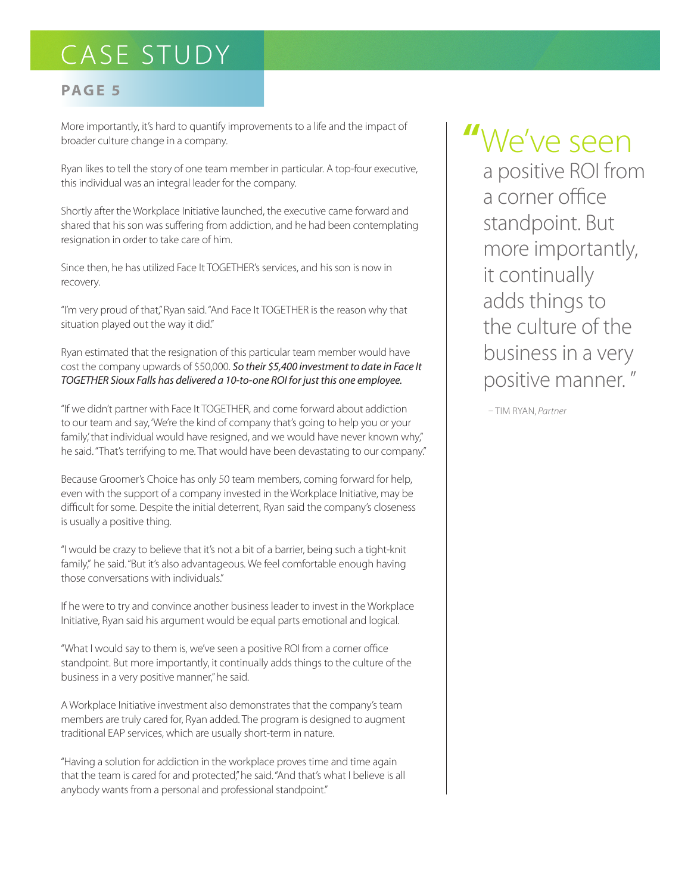More importantly, it's hard to quantify improvements to a life and the impact of broader culture change in a company.

Ryan likes to tell the story of one team member in particular. A top-four executive, this individual was an integral leader for the company.

Shortly after the Workplace Initiative launched, the executive came forward and shared that his son was suffering from addiction, and he had been contemplating resignation in order to take care of him.

Since then, he has utilized Face It TOGETHER's services, and his son is now in recovery.

"I'm very proud of that," Ryan said. "And Face It TOGETHER is the reason why that situation played out the way it did."

Ryan estimated that the resignation of this particular team member would have cost the company upwards of $50,000. ***So their $5,400 investment to date in Face It TOGETHER Sioux Falls has delivered a 10-to-one ROI for just this one employee.***

"If we didn't partner with Face It TOGETHER, and come forward about addiction to our team and say, 'We're the kind of company that's going to help you or your family,' that individual would have resigned, and we would have never known why," he said. "That's terrifying to me. That would have been devastating to our company."

Because Groomer's Choice has only 50 team members, coming forward for help, even with the support of a company invested in the Workplace Initiative, may be difficult for some. Despite the initial deterrent, Ryan said the company's closeness is usually a positive thing.

"I would be crazy to believe that it's not a bit of a barrier, being such a tight-knit family," he said. "But it's also advantageous. We feel comfortable enough having those conversations with individuals."

If he were to try and convince another business leader to invest in the Workplace Initiative, Ryan said his argument would be equal parts emotional and logical.

"What I would say to them is, we've seen a positive ROI from a corner office standpoint. But more importantly, it continually adds things to the culture of the business in a very positive manner," he said.

A Workplace Initiative investment also demonstrates that the company's team members are truly cared for, Ryan added. The program is designed to augment traditional EAP services, which are usually short-term in nature.

"Having a solution for addiction in the workplace proves time and time again that the team is cared for and protected," he said. "And that's what I believe is all anybody wants from a personal and professional standpoint."

> "We've seen a positive ROI from a corner office standpoint. But more importantly, it continually adds things to the culture of the business in a very positive manner."
>
> – TIM RYAN, *Partner*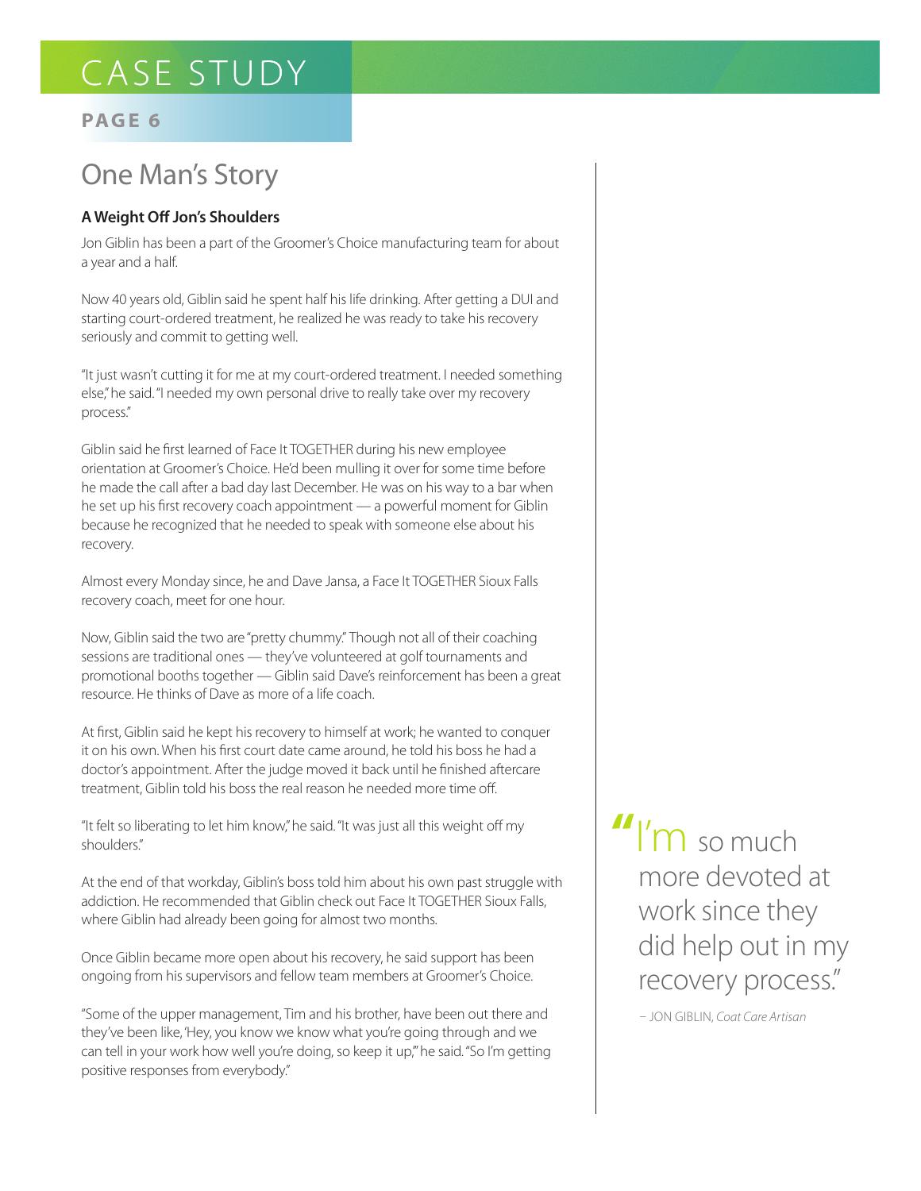# CASE STUDY

## One Man's Story

### A Weight Off Jon's Shoulders

Jon Giblin has been a part of the Groomer's Choice manufacturing team for about a year and a half.

Now 40 years old, Giblin said he spent half his life drinking. After getting a DUI and starting court-ordered treatment, he realized he was ready to take his recovery seriously and commit to getting well.

"It just wasn't cutting it for me at my court-ordered treatment. I needed something else," he said. "I needed my own personal drive to really take over my recovery process."

Giblin said he first learned of Face It TOGETHER during his new employee orientation at Groomer's Choice. He'd been mulling it over for some time before he made the call after a bad day last December. He was on his way to a bar when he set up his first recovery coach appointment — a powerful moment for Giblin because he recognized that he needed to speak with someone else about his recovery.

Almost every Monday since, he and Dave Jansa, a Face It TOGETHER Sioux Falls recovery coach, meet for one hour.

Now, Giblin said the two are "pretty chummy." Though not all of their coaching sessions are traditional ones — they've volunteered at golf tournaments and promotional booths together — Giblin said Dave's reinforcement has been a great resource. He thinks of Dave as more of a life coach.

At first, Giblin said he kept his recovery to himself at work; he wanted to conquer it on his own. When his first court date came around, he told his boss he had a doctor's appointment. After the judge moved it back until he finished aftercare treatment, Giblin told his boss the real reason he needed more time off.

"It felt so liberating to let him know," he said. "It was just all this weight off my shoulders."

At the end of that workday, Giblin's boss told him about his own past struggle with addiction. He recommended that Giblin check out Face It TOGETHER Sioux Falls, where Giblin had already been going for almost two months.

Once Giblin became more open about his recovery, he said support has been ongoing from his supervisors and fellow team members at Groomer's Choice.

"Some of the upper management, Tim and his brother, have been out there and they've been like, 'Hey, you know we know what you're going through and we can tell in your work how well you're doing, so keep it up,'" he said. "So I'm getting positive responses from everybody."

> "I'm so much more devoted at work since they did help out in my recovery process."
>
> – JON GIBLIN, *Coat Care Artisan*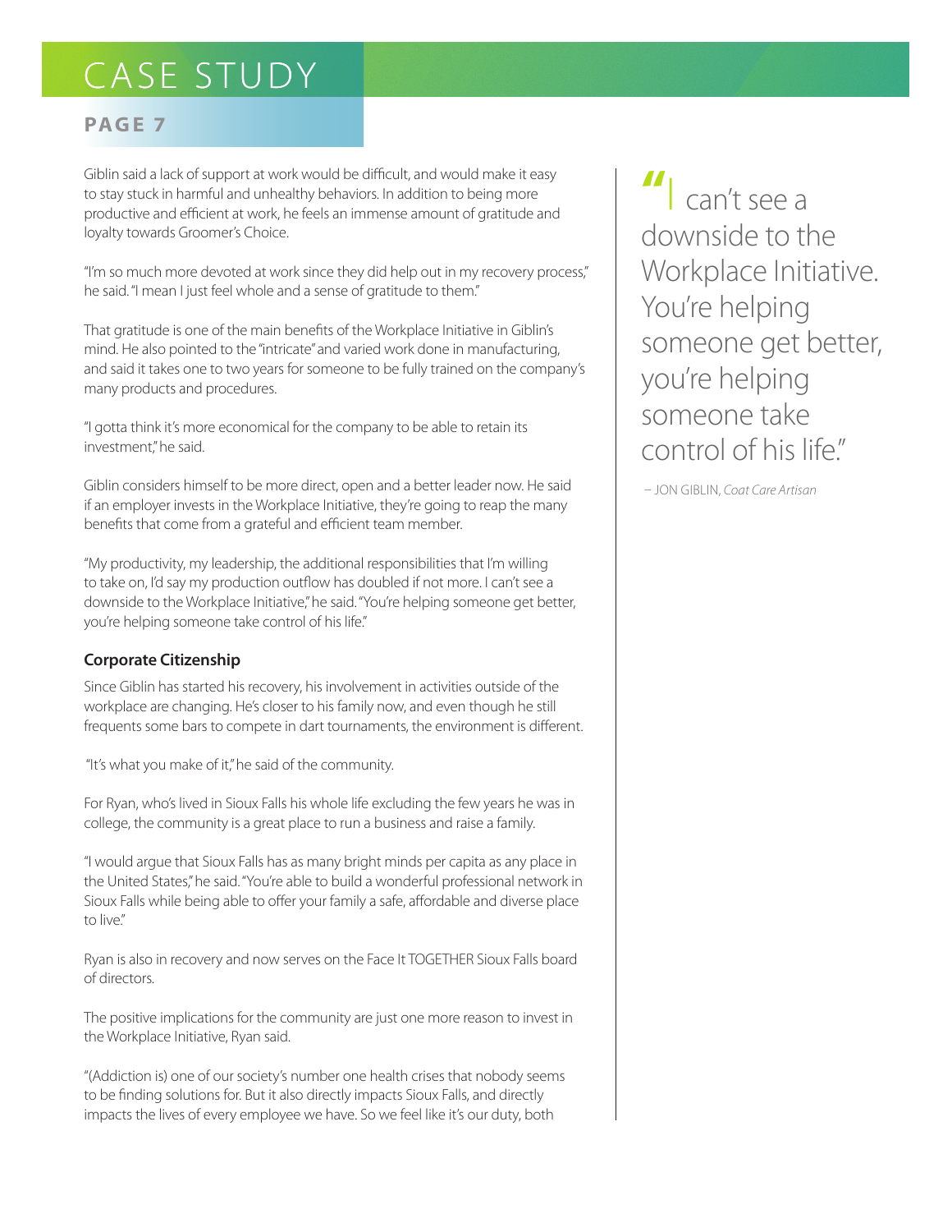Giblin said a lack of support at work would be difficult, and would make it easy to stay stuck in harmful and unhealthy behaviors. In addition to being more productive and efficient at work, he feels an immense amount of gratitude and loyalty towards Groomer's Choice.

"I'm so much more devoted at work since they did help out in my recovery process," he said. "I mean I just feel whole and a sense of gratitude to them."

That gratitude is one of the main benefits of the Workplace Initiative in Giblin's mind. He also pointed to the "intricate" and varied work done in manufacturing, and said it takes one to two years for someone to be fully trained on the company's many products and procedures.

"I gotta think it's more economical for the company to be able to retain its investment," he said.

Giblin considers himself to be more direct, open and a better leader now. He said if an employer invests in the Workplace Initiative, they're going to reap the many benefits that come from a grateful and efficient team member.

"My productivity, my leadership, the additional responsibilities that I'm willing to take on, I'd say my production outflow has doubled if not more. I can't see a downside to the Workplace Initiative," he said. "You're helping someone get better, you're helping someone take control of his life."

> "I can't see a downside to the Workplace Initiative. You're helping someone get better, you're helping someone take control of his life."
>
> – JON GIBLIN, *Coat Care Artisan*

### Corporate Citizenship

Since Giblin has started his recovery, his involvement in activities outside of the workplace are changing. He's closer to his family now, and even though he still frequents some bars to compete in dart tournaments, the environment is different.

"It's what you make of it," he said of the community.

For Ryan, who's lived in Sioux Falls his whole life excluding the few years he was in college, the community is a great place to run a business and raise a family.

"I would argue that Sioux Falls has as many bright minds per capita as any place in the United States," he said. "You're able to build a wonderful professional network in Sioux Falls while being able to offer your family a safe, affordable and diverse place to live."

Ryan is also in recovery and now serves on the Face It TOGETHER Sioux Falls board of directors.

The positive implications for the community are just one more reason to invest in the Workplace Initiative, Ryan said.

"(Addiction is) one of our society's number one health crises that nobody seems to be finding solutions for. But it also directly impacts Sioux Falls, and directly impacts the lives of every employee we have. So we feel like it's our duty, both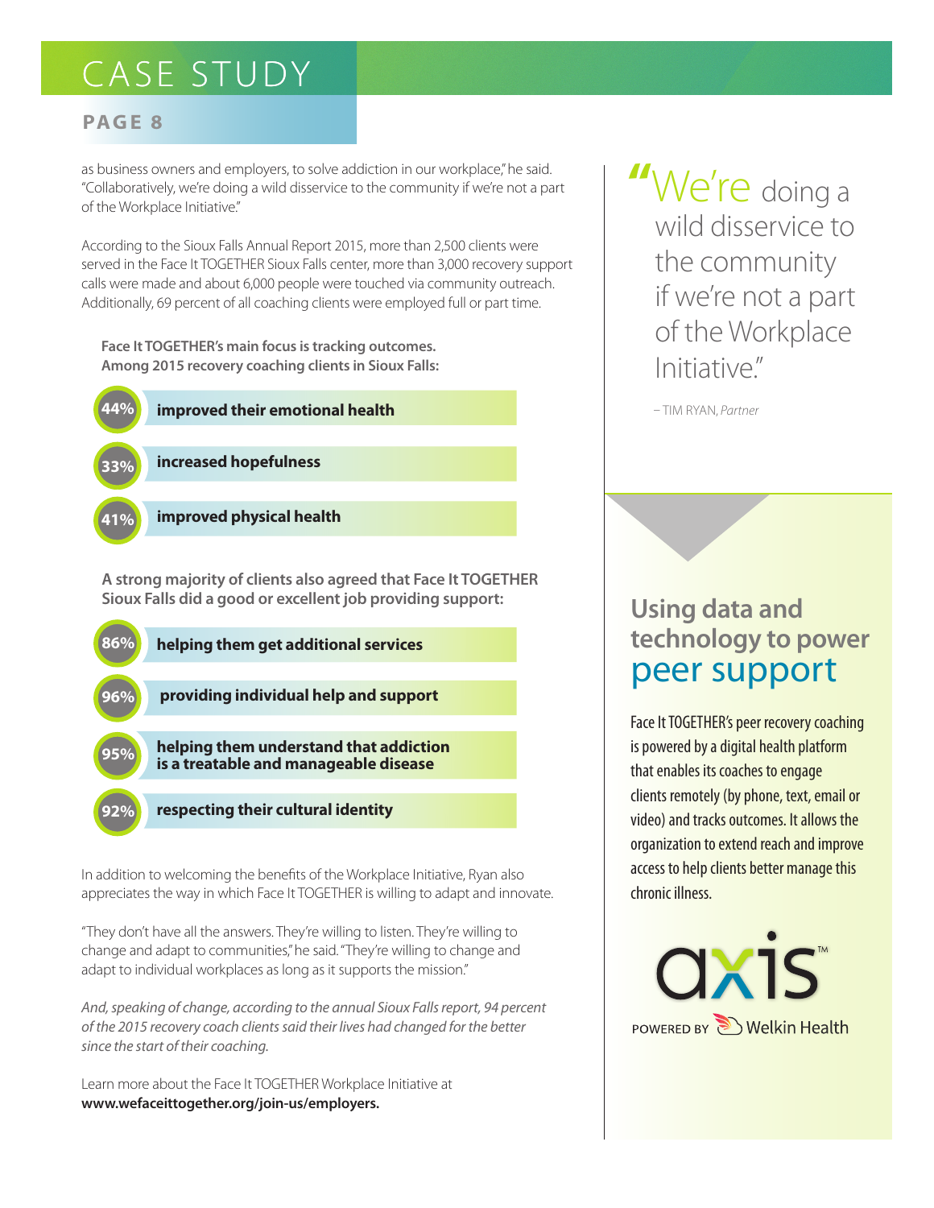as business owners and employers, to solve addiction in our workplace," he said. "Collaboratively, we're doing a wild disservice to the community if we're not a part of the Workplace Initiative."

According to the Sioux Falls Annual Report 2015, more than 2,500 clients were served in the Face It TOGETHER Sioux Falls center, more than 3,000 recovery support calls were made and about 6,000 people were touched via community outreach. Additionally, 69 percent of all coaching clients were employed full or part time.

**Face It TOGETHER's main focus is tracking outcomes. Among 2015 recovery coaching clients in Sioux Falls:**

- **44%** **improved their emotional health**
- **33%** **increased hopefulness**
- **41%** **improved physical health**

**A strong majority of clients also agreed that Face It TOGETHER Sioux Falls did a good or excellent job providing support:**

- **86%** **helping them get additional services**
- **96%** **providing individual help and support**
- **95%** **helping them understand that addiction is a treatable and manageable disease**
- **92%** **respecting their cultural identity**

In addition to welcoming the benefits of the Workplace Initiative, Ryan also appreciates the way in which Face It TOGETHER is willing to adapt and innovate.

"They don't have all the answers. They're willing to listen. They're willing to change and adapt to communities," he said. "They're willing to change and adapt to individual workplaces as long as it supports the mission."

*And, speaking of change, according to the annual Sioux Falls report, 94 percent of the 2015 recovery coach clients said their lives had changed for the better since the start of their coaching.*

Learn more about the Face It TOGETHER Workplace Initiative at **www.wefaceittogether.org/join-us/employers.**

> "We're doing a wild disservice to the community if we're not a part of the Workplace Initiative."
>
> – TIM RYAN, *Partner*

## Using data and technology to power peer support

Face It TOGETHER's peer recovery coaching is powered by a digital health platform that enables its coaches to engage clients remotely (by phone, text, email or video) and tracks outcomes. It allows the organization to extend reach and improve access to help clients better manage this chronic illness.

axis™

POWERED BY Welkin Health